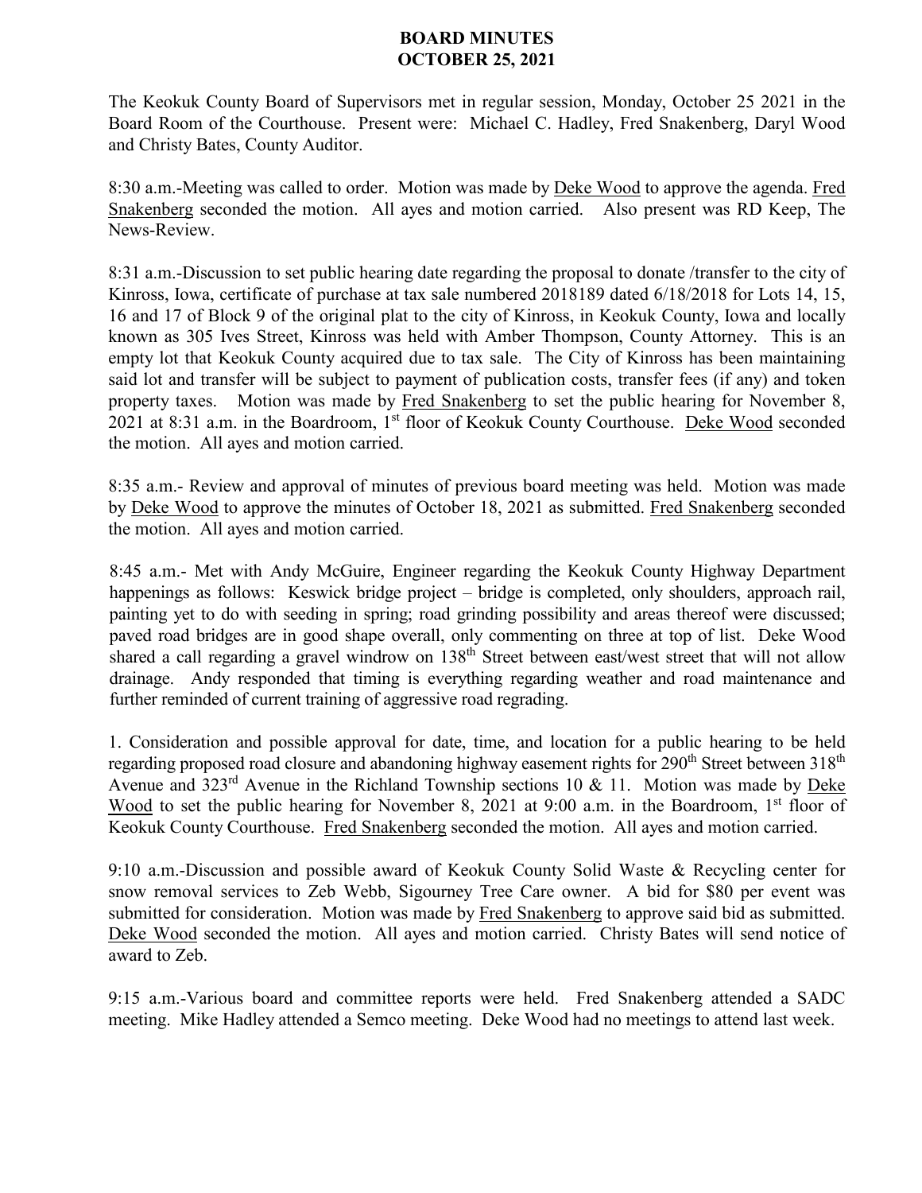# BOARD MINUTES
# OCTOBER 25, 2021

The Keokuk County Board of Supervisors met in regular session, Monday, October 25 2021 in the Board Room of the Courthouse. Present were: Michael C. Hadley, Fred Snakenberg, Daryl Wood and Christy Bates, County Auditor.

8:30 a.m.-Meeting was called to order. Motion was made by Deke Wood to approve the agenda. Fred Snakenberg seconded the motion. All ayes and motion carried. Also present was RD Keep, The News-Review.

8:31 a.m.-Discussion to set public hearing date regarding the proposal to donate /transfer to the city of Kinross, Iowa, certificate of purchase at tax sale numbered 2018189 dated 6/18/2018 for Lots 14, 15, 16 and 17 of Block 9 of the original plat to the city of Kinross, in Keokuk County, Iowa and locally known as 305 Ives Street, Kinross was held with Amber Thompson, County Attorney. This is an empty lot that Keokuk County acquired due to tax sale. The City of Kinross has been maintaining said lot and transfer will be subject to payment of publication costs, transfer fees (if any) and token property taxes. Motion was made by Fred Snakenberg to set the public hearing for November 8, 2021 at 8:31 a.m. in the Boardroom, 1st floor of Keokuk County Courthouse. Deke Wood seconded the motion. All ayes and motion carried.

8:35 a.m.- Review and approval of minutes of previous board meeting was held. Motion was made by Deke Wood to approve the minutes of October 18, 2021 as submitted. Fred Snakenberg seconded the motion. All ayes and motion carried.

8:45 a.m.- Met with Andy McGuire, Engineer regarding the Keokuk County Highway Department happenings as follows: Keswick bridge project – bridge is completed, only shoulders, approach rail, painting yet to do with seeding in spring; road grinding possibility and areas thereof were discussed; paved road bridges are in good shape overall, only commenting on three at top of list. Deke Wood shared a call regarding a gravel windrow on 138th Street between east/west street that will not allow drainage. Andy responded that timing is everything regarding weather and road maintenance and further reminded of current training of aggressive road regrading.

1. Consideration and possible approval for date, time, and location for a public hearing to be held regarding proposed road closure and abandoning highway easement rights for 290th Street between 318th Avenue and 323rd Avenue in the Richland Township sections 10 & 11. Motion was made by Deke Wood to set the public hearing for November 8, 2021 at 9:00 a.m. in the Boardroom, 1st floor of Keokuk County Courthouse. Fred Snakenberg seconded the motion. All ayes and motion carried.

9:10 a.m.-Discussion and possible award of Keokuk County Solid Waste & Recycling center for snow removal services to Zeb Webb, Sigourney Tree Care owner. A bid for $80 per event was submitted for consideration. Motion was made by Fred Snakenberg to approve said bid as submitted. Deke Wood seconded the motion. All ayes and motion carried. Christy Bates will send notice of award to Zeb.

9:15 a.m.-Various board and committee reports were held. Fred Snakenberg attended a SADC meeting. Mike Hadley attended a Semco meeting. Deke Wood had no meetings to attend last week.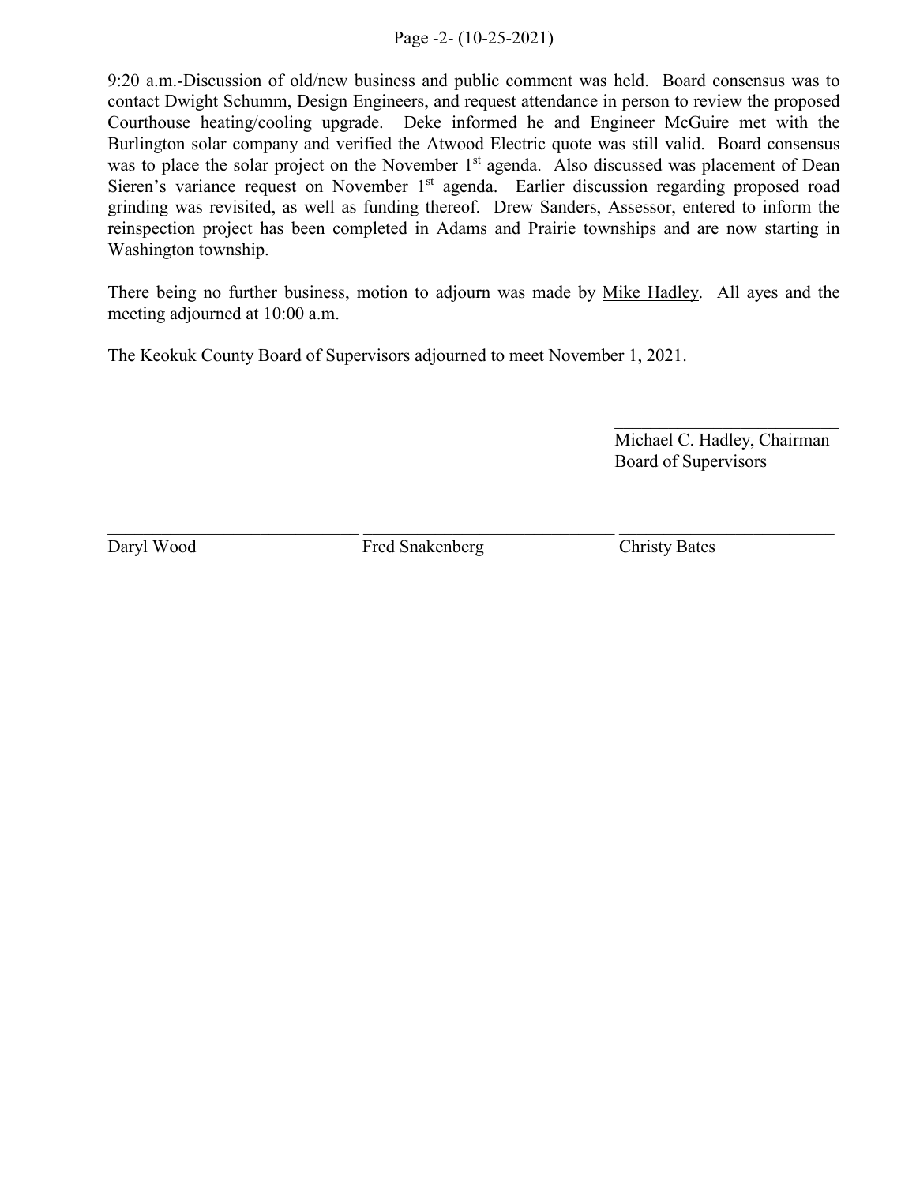9:20 a.m.-Discussion of old/new business and public comment was held. Board consensus was to contact Dwight Schumm, Design Engineers, and request attendance in person to review the proposed Courthouse heating/cooling upgrade. Deke informed he and Engineer McGuire met with the Burlington solar company and verified the Atwood Electric quote was still valid. Board consensus was to place the solar project on the November 1st agenda. Also discussed was placement of Dean Sieren's variance request on November 1st agenda. Earlier discussion regarding proposed road grinding was revisited, as well as funding thereof. Drew Sanders, Assessor, entered to inform the reinspection project has been completed in Adams and Prairie townships and are now starting in Washington township.

There being no further business, motion to adjourn was made by <u>Mike Hadley</u>. All ayes and the meeting adjourned at 10:00 a.m.

The Keokuk County Board of Supervisors adjourned to meet November 1, 2021.

\_\_\_\_\_\_\_\_\_\_\_\_\_\_\_\_\_\_\_\_\_\_\_\_\_\_\_
Michael C. Hadley, Chairman
Board of Supervisors

| | | |
|---|---|---|
| \_\_\_\_\_\_\_\_\_\_\_\_\_\_\_\_\_\_\_\_ | \_\_\_\_\_\_\_\_\_\_\_\_\_\_\_\_\_\_\_\_ | \_\_\_\_\_\_\_\_\_\_\_\_\_\_\_\_\_\_\_\_ |
| Daryl Wood | Fred Snakenberg | Christy Bates |